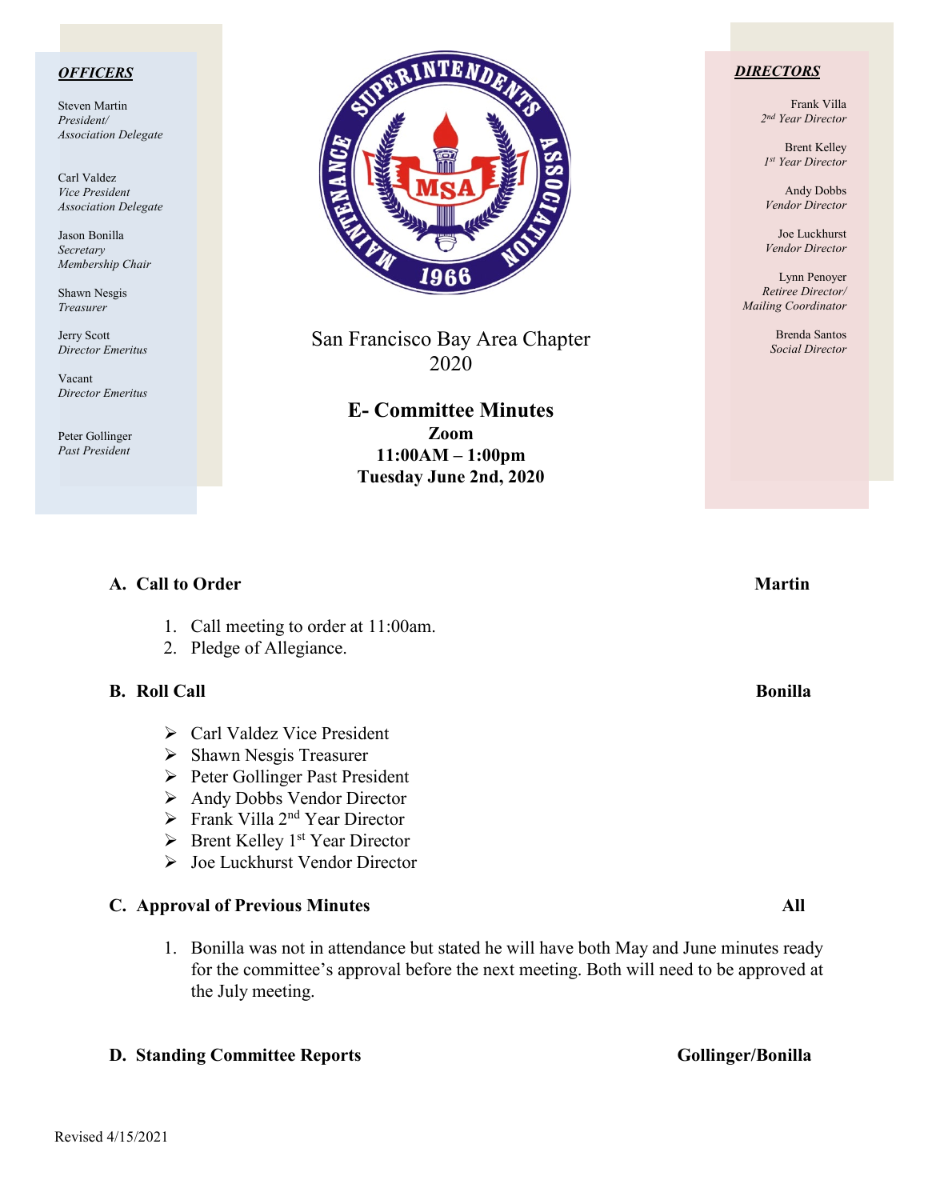### *OFFICERS*

Steven Martin
*President/*
*Association Delegate*

Carl Valdez
*Vice President*
*Association Delegate*

Jason Bonilla
*Secretary*
*Membership Chair*

Shawn Nesgis
*Treasurer*

Jerry Scott
*Director Emeritus*

Vacant
*Director Emeritus*

Peter Gollinger
*Past President*

### *DIRECTORS*

Frank Villa
*2nd Year Director*

Brent Kelley
*1st Year Director*

Andy Dobbs
*Vendor Director*

Joe Luckhurst
*Vendor Director*

Lynn Penoyer
*Retiree Director/*
*Mailing Coordinator*

Brenda Santos
*Social Director*

San Francisco Bay Area Chapter
2020

# E- Committee Minutes

**Zoom**
**11:00AM – 1:00pm**
**Tuesday June 2nd, 2020**

## A. Call to Order — Martin

1. Call meeting to order at 11:00am.
2. Pledge of Allegiance.

## B. Roll Call — Bonilla

- Carl Valdez Vice President
- Shawn Nesgis Treasurer
- Peter Gollinger Past President
- Andy Dobbs Vendor Director
- Frank Villa 2nd Year Director
- Brent Kelley 1st Year Director
- Joe Luckhurst Vendor Director

## C. Approval of Previous Minutes — All

1. Bonilla was not in attendance but stated he will have both May and June minutes ready for the committee's approval before the next meeting. Both will need to be approved at the July meeting.

## D. Standing Committee Reports — Gollinger/Bonilla

Revised 4/15/2021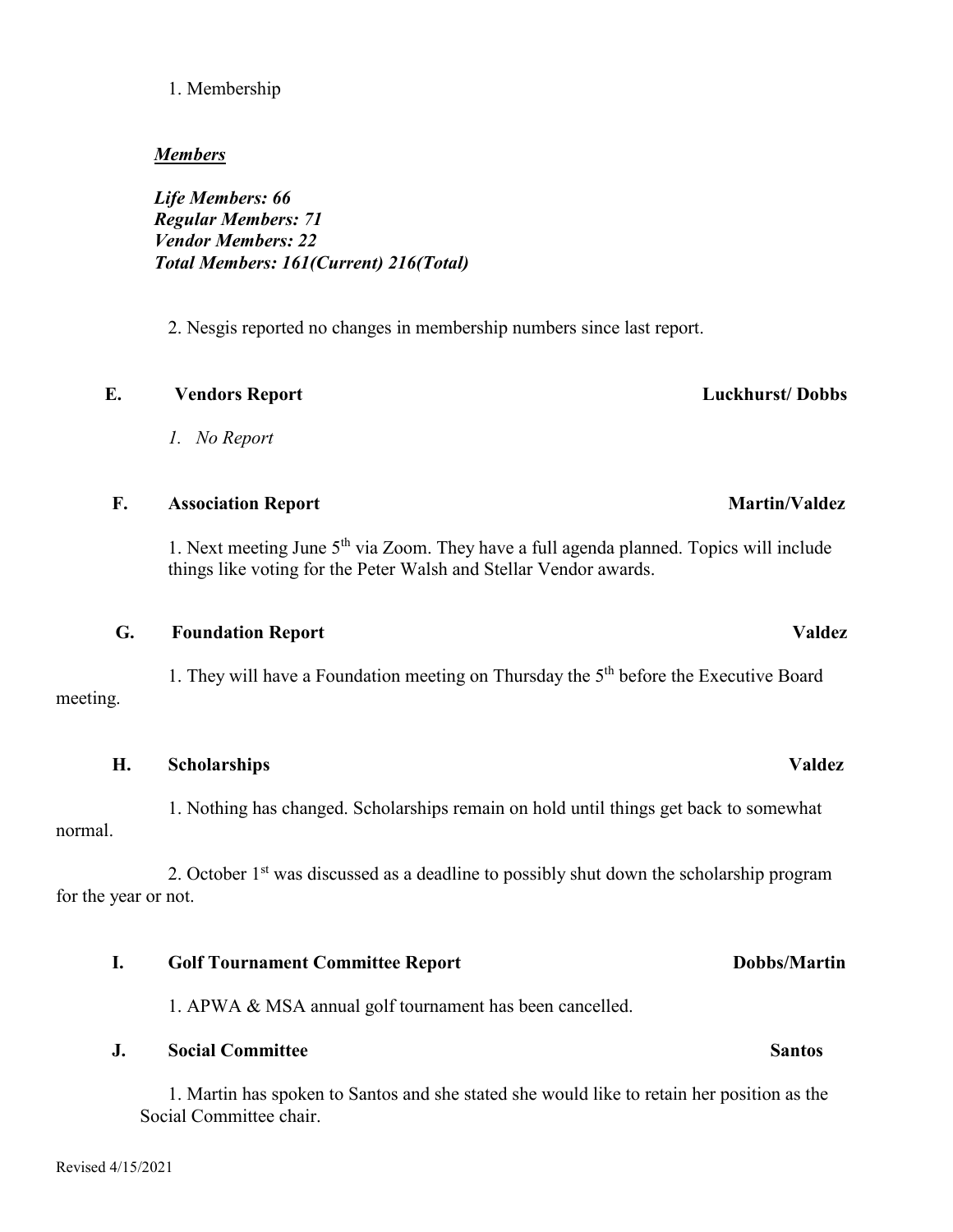1. Membership

***Members***

***Life Members: 66***
***Regular Members: 71***
***Vendor Members: 22***
***Total Members: 161(Current) 216(Total)***

2. Nesgis reported no changes in membership numbers since last report.

**E. Vendors Report** **Luckhurst/ Dobbs**

*1. No Report*

**F. Association Report** **Martin/Valdez**

1. Next meeting June 5th via Zoom. They have a full agenda planned. Topics will include things like voting for the Peter Walsh and Stellar Vendor awards.

**G. Foundation Report** **Valdez**

1. They will have a Foundation meeting on Thursday the 5th before the Executive Board meeting.

**H. Scholarships** **Valdez**

1. Nothing has changed. Scholarships remain on hold until things get back to somewhat normal.

2. October 1st was discussed as a deadline to possibly shut down the scholarship program for the year or not.

**I. Golf Tournament Committee Report** **Dobbs/Martin**

1. APWA & MSA annual golf tournament has been cancelled.

**J. Social Committee** **Santos**

1. Martin has spoken to Santos and she stated she would like to retain her position as the Social Committee chair.

Revised 4/15/2021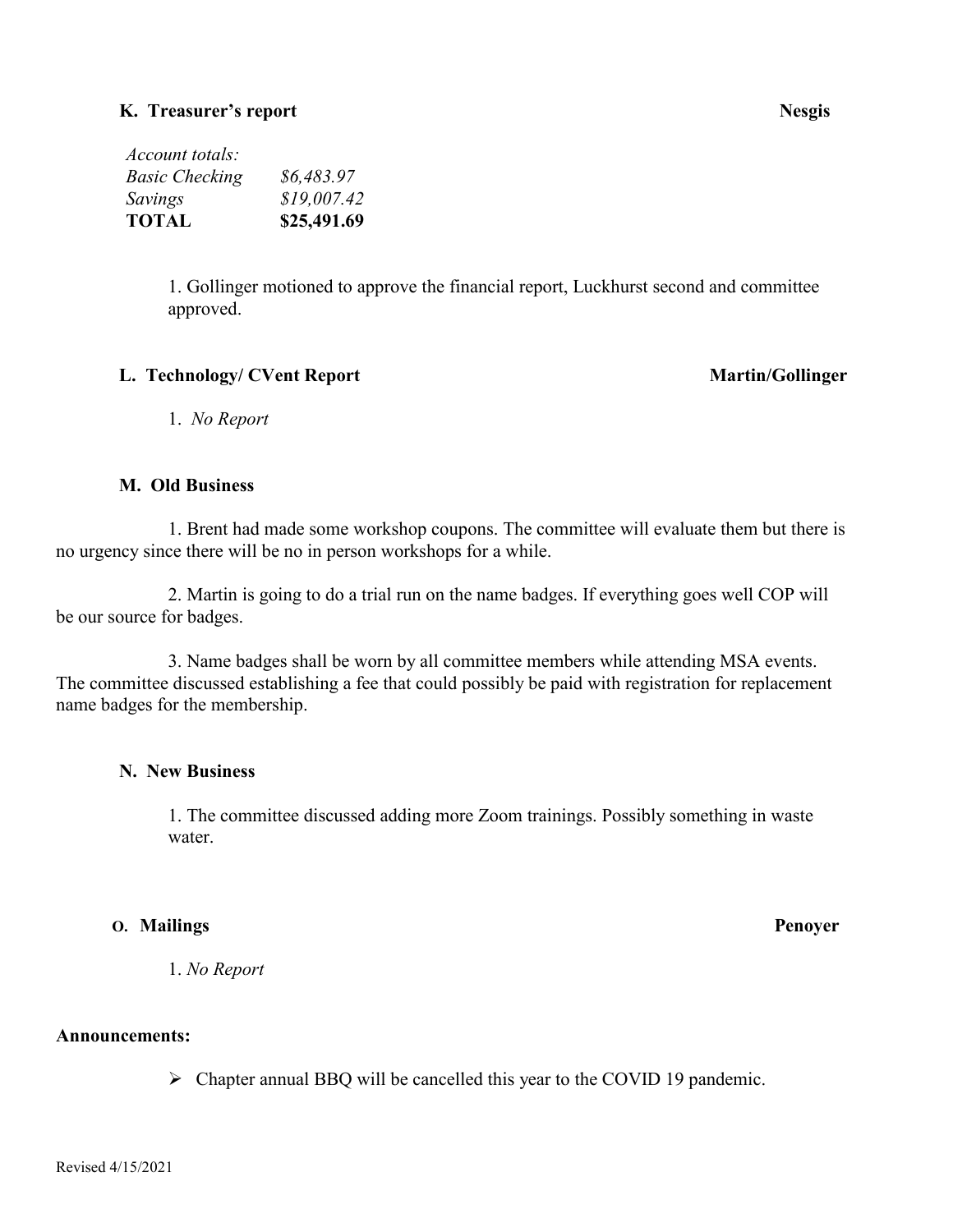### K. Treasurer's report **Nesgis**

| | |
|---|---|
| *Account totals:* | |
| *Basic Checking* | *$6,483.97* |
| *Savings* | *$19,007.42* |
| **TOTAL** | **$25,491.69** |

1. Gollinger motioned to approve the financial report, Luckhurst second and committee approved.

### L. Technology/ CVent Report **Martin/Gollinger**

1. *No Report*

### M. Old Business

1. Brent had made some workshop coupons. The committee will evaluate them but there is no urgency since there will be no in person workshops for a while.

2. Martin is going to do a trial run on the name badges. If everything goes well COP will be our source for badges.

3. Name badges shall be worn by all committee members while attending MSA events. The committee discussed establishing a fee that could possibly be paid with registration for replacement name badges for the membership.

### N. New Business

1. The committee discussed adding more Zoom trainings. Possibly something in waste water.

### O. Mailings **Penoyer**

1. *No Report*

**Announcements:**

- Chapter annual BBQ will be cancelled this year to the COVID 19 pandemic.

Revised 4/15/2021